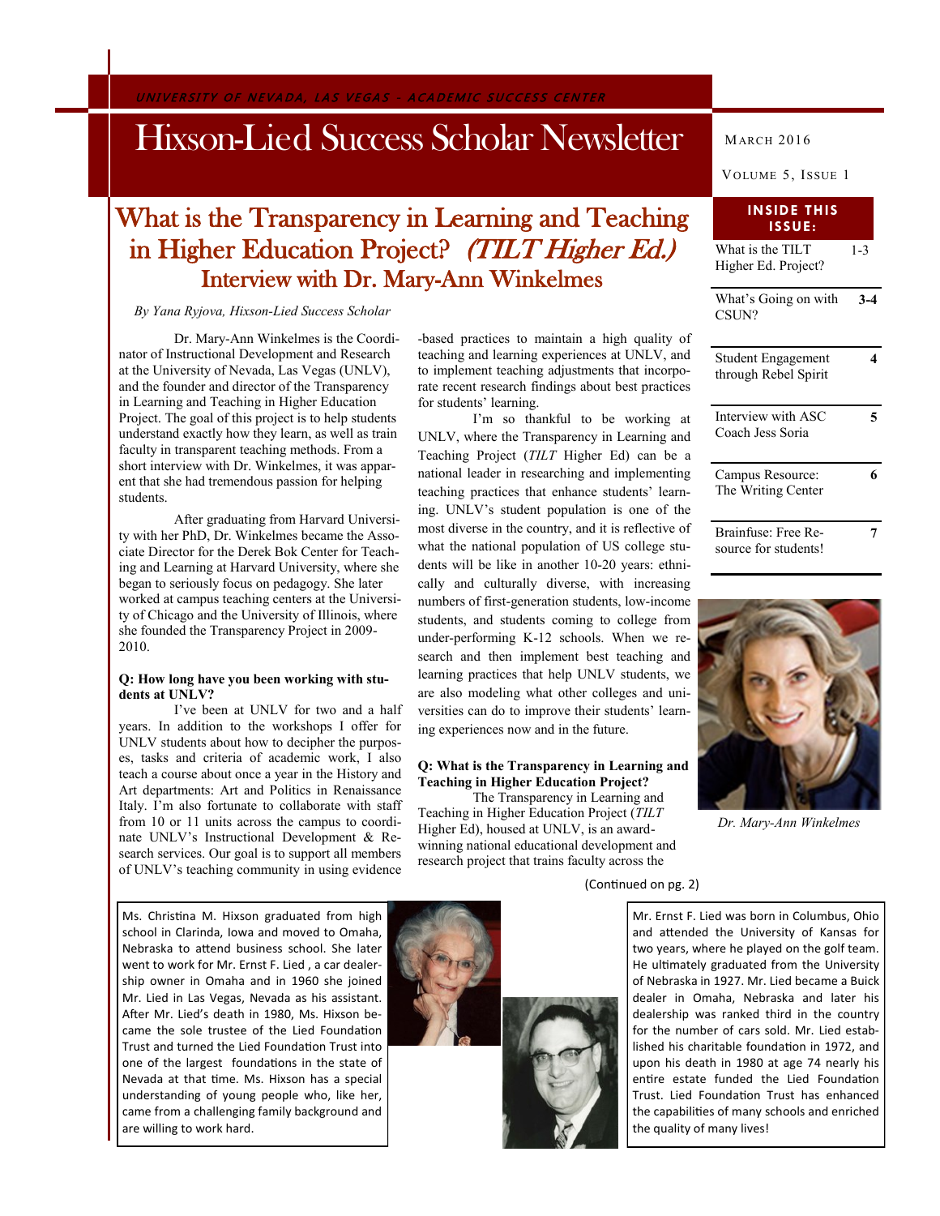UNIVERSITY OF NEVADA, LAS VEGAS – ACADEMIC SUCCESS CENTER

# Hixson-Lied Success Scholar Newsletter

March 2016

Volume 5, Issue 1

**INSIDE THIS ISSUE:**

| | |
|---|---|
| What is the TILT Higher Ed. Project? | 1-3 |
| What's Going on with CSUN? | 3-4 |
| Student Engagement through Rebel Spirit | 4 |
| Interview with ASC Coach Jess Soria | 5 |
| Campus Resource: The Writing Center | 6 |
| Brainfuse: Free Resource for students! | 7 |

## What is the Transparency in Learning and Teaching in Higher Education Project? *(TILT Higher Ed.)*

### Interview with Dr. Mary-Ann Winkelmes

*By Yana Ryjova, Hixson-Lied Success Scholar*

Dr. Mary-Ann Winkelmes is the Coordinator of Instructional Development and Research at the University of Nevada, Las Vegas (UNLV), and the founder and director of the Transparency in Learning and Teaching in Higher Education Project. The goal of this project is to help students understand exactly how they learn, as well as train faculty in transparent teaching methods. From a short interview with Dr. Winkelmes, it was apparent that she had tremendous passion for helping students.

After graduating from Harvard University with her PhD, Dr. Winkelmes became the Associate Director for the Derek Bok Center for Teaching and Learning at Harvard University, where she began to seriously focus on pedagogy. She later worked at campus teaching centers at the University of Chicago and the University of Illinois, where she founded the Transparency Project in 2009-2010.

**Q: How long have you been working with students at UNLV?**

I've been at UNLV for two and a half years. In addition to the workshops I offer for UNLV students about how to decipher the purposes, tasks and criteria of academic work, I also teach a course about once a year in the History and Art departments: Art and Politics in Renaissance Italy. I'm also fortunate to collaborate with staff from 10 or 11 units across the campus to coordinate UNLV's Instructional Development & Research services. Our goal is to support all members of UNLV's teaching community in using evidence-based practices to maintain a high quality of teaching and learning experiences at UNLV, and to implement teaching adjustments that incorporate recent research findings about best practices for students' learning.

I'm so thankful to be working at UNLV, where the Transparency in Learning and Teaching Project (*TILT* Higher Ed) can be a national leader in researching and implementing teaching practices that enhance students' learning. UNLV's student population is one of the most diverse in the country, and it is reflective of what the national population of US college students will be like in another 10-20 years: ethnically and culturally diverse, with increasing numbers of first-generation students, low-income students, and students coming to college from under-performing K-12 schools. When we research and then implement best teaching and learning practices that help UNLV students, we are also modeling what other colleges and universities can do to improve their students' learning experiences now and in the future.

**Q: What is the Transparency in Learning and Teaching in Higher Education Project?**

The Transparency in Learning and Teaching in Higher Education Project (*TILT* Higher Ed), housed at UNLV, is an award-winning national educational development and research project that trains faculty across the

(Continued on pg. 2)

*Dr. Mary-Ann Winkelmes*

Ms. Christina M. Hixson graduated from high school in Clarinda, Iowa and moved to Omaha, Nebraska to attend business school. She later went to work for Mr. Ernst F. Lied , a car dealership owner in Omaha and in 1960 she joined Mr. Lied in Las Vegas, Nevada as his assistant. After Mr. Lied's death in 1980, Ms. Hixson became the sole trustee of the Lied Foundation Trust and turned the Lied Foundation Trust into one of the largest foundations in the state of Nevada at that time. Ms. Hixson has a special understanding of young people who, like her, came from a challenging family background and are willing to work hard.

Mr. Ernst F. Lied was born in Columbus, Ohio and attended the University of Kansas for two years, where he played on the golf team. He ultimately graduated from the University of Nebraska in 1927. Mr. Lied became a Buick dealer in Omaha, Nebraska and later his dealership was ranked third in the country for the number of cars sold. Mr. Lied established his charitable foundation in 1972, and upon his death in 1980 at age 74 nearly his entire estate funded the Lied Foundation Trust. Lied Foundation Trust has enhanced the capabilities of many schools and enriched the quality of many lives!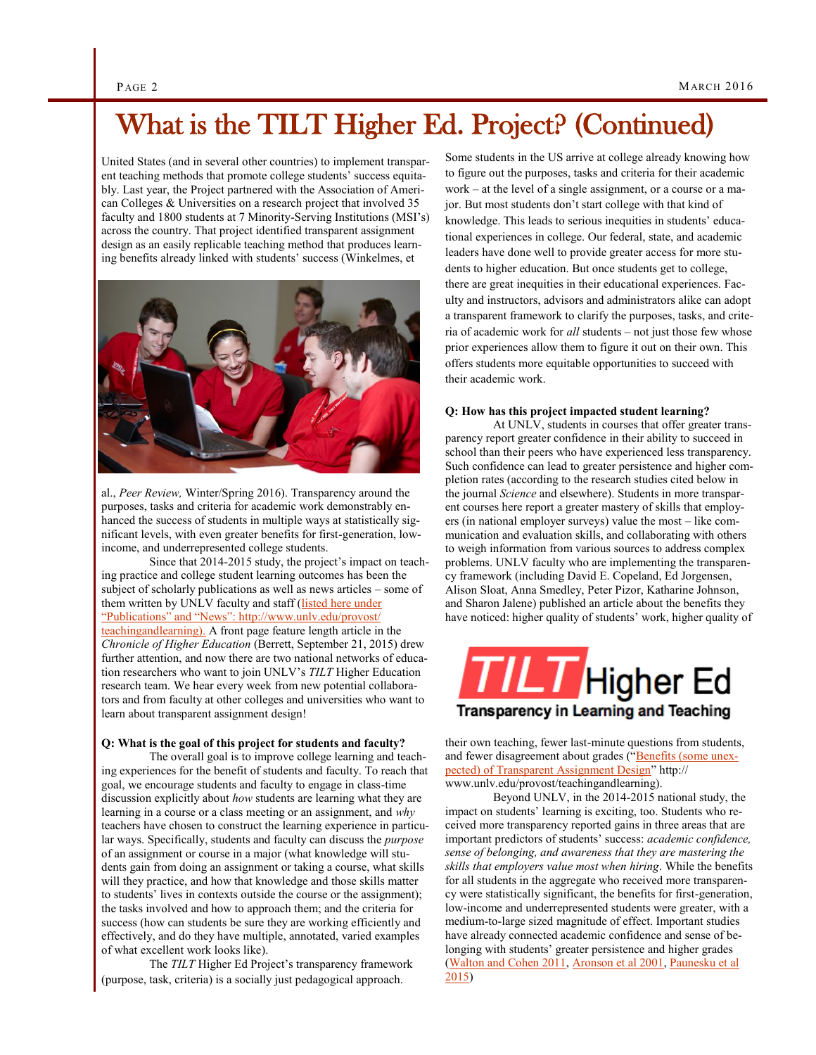# What is the TILT Higher Ed. Project? (Continued)

United States (and in several other countries) to implement transparent teaching methods that promote college students' success equitably. Last year, the Project partnered with the Association of American Colleges & Universities on a research project that involved 35 faculty and 1800 students at 7 Minority-Serving Institutions (MSI's) across the country. That project identified transparent assignment design as an easily replicable teaching method that produces learning benefits already linked with students' success (Winkelmes, et al., *Peer Review,* Winter/Spring 2016). Transparency around the purposes, tasks and criteria for academic work demonstrably enhanced the success of students in multiple ways at statistically significant levels, with even greater benefits for first-generation, low-income, and underrepresented college students.

Since that 2014-2015 study, the project's impact on teaching practice and college student learning outcomes has been the subject of scholarly publications as well as news articles – some of them written by UNLV faculty and staff (listed here under "Publications" and "News": http://www.unlv.edu/provost/teachingandlearning). A front page feature length article in the *Chronicle of Higher Education* (Berrett, September 21, 2015) drew further attention, and now there are two national networks of education researchers who want to join UNLV's *TILT* Higher Education research team. We hear every week from new potential collaborators and from faculty at other colleges and universities who want to learn about transparent assignment design!

**Q: What is the goal of this project for students and faculty?**

The overall goal is to improve college learning and teaching experiences for the benefit of students and faculty. To reach that goal, we encourage students and faculty to engage in class-time discussion explicitly about *how* students are learning what they are learning in a course or a class meeting or an assignment, and *why* teachers have chosen to construct the learning experience in particular ways. Specifically, students and faculty can discuss the *purpose* of an assignment or course in a major (what knowledge will students gain from doing an assignment or taking a course, what skills will they practice, and how that knowledge and those skills matter to students' lives in contexts outside the course or the assignment); the tasks involved and how to approach them; and the criteria for success (how can students be sure they are working efficiently and effectively, and do they have multiple, annotated, varied examples of what excellent work looks like).

The *TILT* Higher Ed Project's transparency framework (purpose, task, criteria) is a socially just pedagogical approach. Some students in the US arrive at college already knowing how to figure out the purposes, tasks and criteria for their academic work – at the level of a single assignment, or a course or a major. But most students don't start college with that kind of knowledge. This leads to serious inequities in students' educational experiences in college. Our federal, state, and academic leaders have done well to provide greater access for more students to higher education. But once students get to college, there are great inequities in their educational experiences. Faculty and instructors, advisors and administrators alike can adopt a transparent framework to clarify the purposes, tasks, and criteria of academic work for *all* students – not just those few whose prior experiences allow them to figure it out on their own. This offers students more equitable opportunities to succeed with their academic work.

**Q: How has this project impacted student learning?**

At UNLV, students in courses that offer greater transparency report greater confidence in their ability to succeed in school than their peers who have experienced less transparency. Such confidence can lead to greater persistence and higher completion rates (according to the research studies cited below in the journal *Science* and elsewhere). Students in more transparent courses here report a greater mastery of skills that employers (in national employer surveys) value the most – like communication and evaluation skills, and collaborating with others to weigh information from various sources to address complex problems. UNLV faculty who are implementing the transparency framework (including David E. Copeland, Ed Jorgensen, Alison Sloat, Anna Smedley, Peter Pizor, Katharine Johnson, and Sharon Jalene) published an article about the benefits they have noticed: higher quality of students' work, higher quality of their own teaching, fewer last-minute questions from students, and fewer disagreement about grades ("Benefits (some unexpected) of Transparent Assignment Design" http://www.unlv.edu/provost/teachingandlearning).

Beyond UNLV, in the 2014-2015 national study, the impact on students' learning is exciting, too. Students who received more transparency reported gains in three areas that are important predictors of students' success: *academic confidence, sense of belonging, and awareness that they are mastering the skills that employers value most when hiring*. While the benefits for all students in the aggregate who received more transparency were statistically significant, the benefits for first-generation, low-income and underrepresented students were greater, with a medium-to-large sized magnitude of effect. Important studies have already connected academic confidence and sense of belonging with students' greater persistence and higher grades (Walton and Cohen 2011, Aronson et al 2001, Paunesku et al 2015)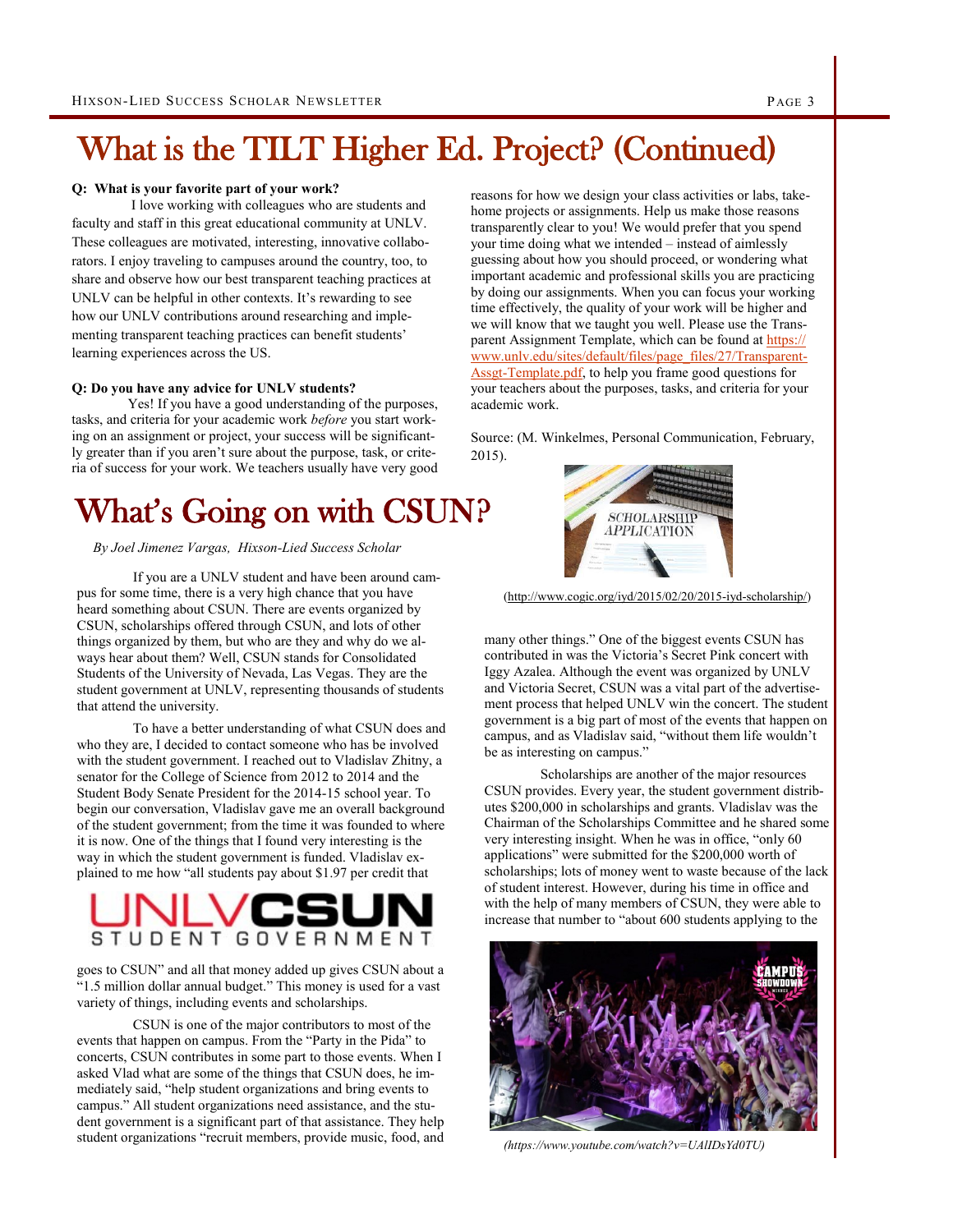# What is the TILT Higher Ed. Project? (Continued)

**Q: What is your favorite part of your work?**

I love working with colleagues who are students and faculty and staff in this great educational community at UNLV. These colleagues are motivated, interesting, innovative collaborators. I enjoy traveling to campuses around the country, too, to share and observe how our best transparent teaching practices at UNLV can be helpful in other contexts. It's rewarding to see how our UNLV contributions around researching and implementing transparent teaching practices can benefit students' learning experiences across the US.

**Q: Do you have any advice for UNLV students?**

Yes! If you have a good understanding of the purposes, tasks, and criteria for your academic work *before* you start working on an assignment or project, your success will be significantly greater than if you aren't sure about the purpose, task, or criteria of success for your work. We teachers usually have very good reasons for how we design your class activities or labs, take-home projects or assignments. Help us make those reasons transparently clear to you! We would prefer that you spend your time doing what we intended – instead of aimlessly guessing about how you should proceed, or wondering what important academic and professional skills you are practicing by doing our assignments. When you can focus your working time effectively, the quality of your work will be higher and we will know that we taught you well. Please use the Transparent Assignment Template, which can be found at https://www.unlv.edu/sites/default/files/page_files/27/Transparent-Assgt-Template.pdf, to help you frame good questions for your teachers about the purposes, tasks, and criteria for your academic work.

Source: (M. Winkelmes, Personal Communication, February, 2015).

# What's Going on with CSUN?

*By Joel Jimenez Vargas, Hixson-Lied Success Scholar*

If you are a UNLV student and have been around campus for some time, there is a very high chance that you have heard something about CSUN. There are events organized by CSUN, scholarships offered through CSUN, and lots of other things organized by them, but who are they and why do we always hear about them? Well, CSUN stands for Consolidated Students of the University of Nevada, Las Vegas. They are the student government at UNLV, representing thousands of students that attend the university.

To have a better understanding of what CSUN does and who they are, I decided to contact someone who has be involved with the student government. I reached out to Vladislav Zhitny, a senator for the College of Science from 2012 to 2014 and the Student Body Senate President for the 2014-15 school year. To begin our conversation, Vladislav gave me an overall background of the student government; from the time it was founded to where it is now. One of the things that I found very interesting is the way in which the student government is funded. Vladislav explained to me how "all students pay about $1.97 per credit that goes to CSUN" and all that money added up gives CSUN about a "1.5 million dollar annual budget." This money is used for a vast variety of things, including events and scholarships.

CSUN is one of the major contributors to most of the events that happen on campus. From the "Party in the Pida" to concerts, CSUN contributes in some part to those events. When I asked Vlad what are some of the things that CSUN does, he immediately said, "help student organizations and bring events to campus." All student organizations need assistance, and the student government is a significant part of that assistance. They help student organizations "recruit members, provide music, food, and many other things." One of the biggest events CSUN has contributed in was the Victoria's Secret Pink concert with Iggy Azalea. Although the event was organized by UNLV and Victoria Secret, CSUN was a vital part of the advertisement process that helped UNLV win the concert. The student government is a big part of most of the events that happen on campus, and as Vladislav said, "without them life wouldn't be as interesting on campus."

(http://www.cogic.org/iyd/2015/02/20/2015-iyd-scholarship/)

Scholarships are another of the major resources CSUN provides. Every year, the student government distributes $200,000 in scholarships and grants. Vladislav was the Chairman of the Scholarships Committee and he shared some very interesting insight. When he was in office, "only 60 applications" were submitted for the $200,000 worth of scholarships; lots of money went to waste because of the lack of student interest. However, during his time in office and with the help of many members of CSUN, they were able to increase that number to "about 600 students applying to the

*(https://www.youtube.com/watch?v=UAlIDsYd0TU)*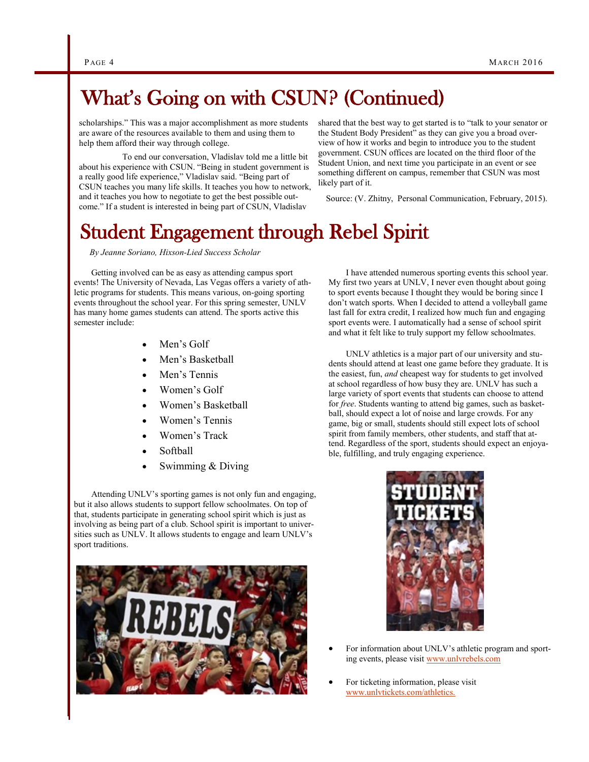# What's Going on with CSUN? (Continued)

scholarships." This was a major accomplishment as more students are aware of the resources available to them and using them to help them afford their way through college.

To end our conversation, Vladislav told me a little bit about his experience with CSUN. "Being in student government is a really good life experience," Vladislav said. "Being part of CSUN teaches you many life skills. It teaches you how to network, and it teaches you how to negotiate to get the best possible outcome." If a student is interested in being part of CSUN, Vladislav shared that the best way to get started is to "talk to your senator or the Student Body President" as they can give you a broad overview of how it works and begin to introduce you to the student government. CSUN offices are located on the third floor of the Student Union, and next time you participate in an event or see something different on campus, remember that CSUN was most likely part of it.

Source: (V. Zhitny, Personal Communication, February, 2015).

# Student Engagement through Rebel Spirit

*By Jeanne Soriano, Hixson-Lied Success Scholar*

Getting involved can be as easy as attending campus sport events! The University of Nevada, Las Vegas offers a variety of athletic programs for students. This means various, on-going sporting events throughout the school year. For this spring semester, UNLV has many home games students can attend. The sports active this semester include:

- Men's Golf
- Men's Basketball
- Men's Tennis
- Women's Golf
- Women's Basketball
- Women's Tennis
- Women's Track
- Softball
- Swimming & Diving

Attending UNLV's sporting games is not only fun and engaging, but it also allows students to support fellow schoolmates. On top of that, students participate in generating school spirit which is just as involving as being part of a club. School spirit is important to universities such as UNLV. It allows students to engage and learn UNLV's sport traditions.

I have attended numerous sporting events this school year. My first two years at UNLV, I never even thought about going to sport events because I thought they would be boring since I don't watch sports. When I decided to attend a volleyball game last fall for extra credit, I realized how much fun and engaging sport events were. I automatically had a sense of school spirit and what it felt like to truly support my fellow schoolmates.

UNLV athletics is a major part of our university and students should attend at least one game before they graduate. It is the easiest, fun, *and* cheapest way for students to get involved at school regardless of how busy they are. UNLV has such a large variety of sport events that students can choose to attend for *free*. Students wanting to attend big games, such as basketball, should expect a lot of noise and large crowds. For any game, big or small, students should still expect lots of school spirit from family members, other students, and staff that attend. Regardless of the sport, students should expect an enjoyable, fulfilling, and truly engaging experience.

- For information about UNLV's athletic program and sporting events, please visit www.unlvrebels.com
- For ticketing information, please visit www.unlvtickets.com/athletics.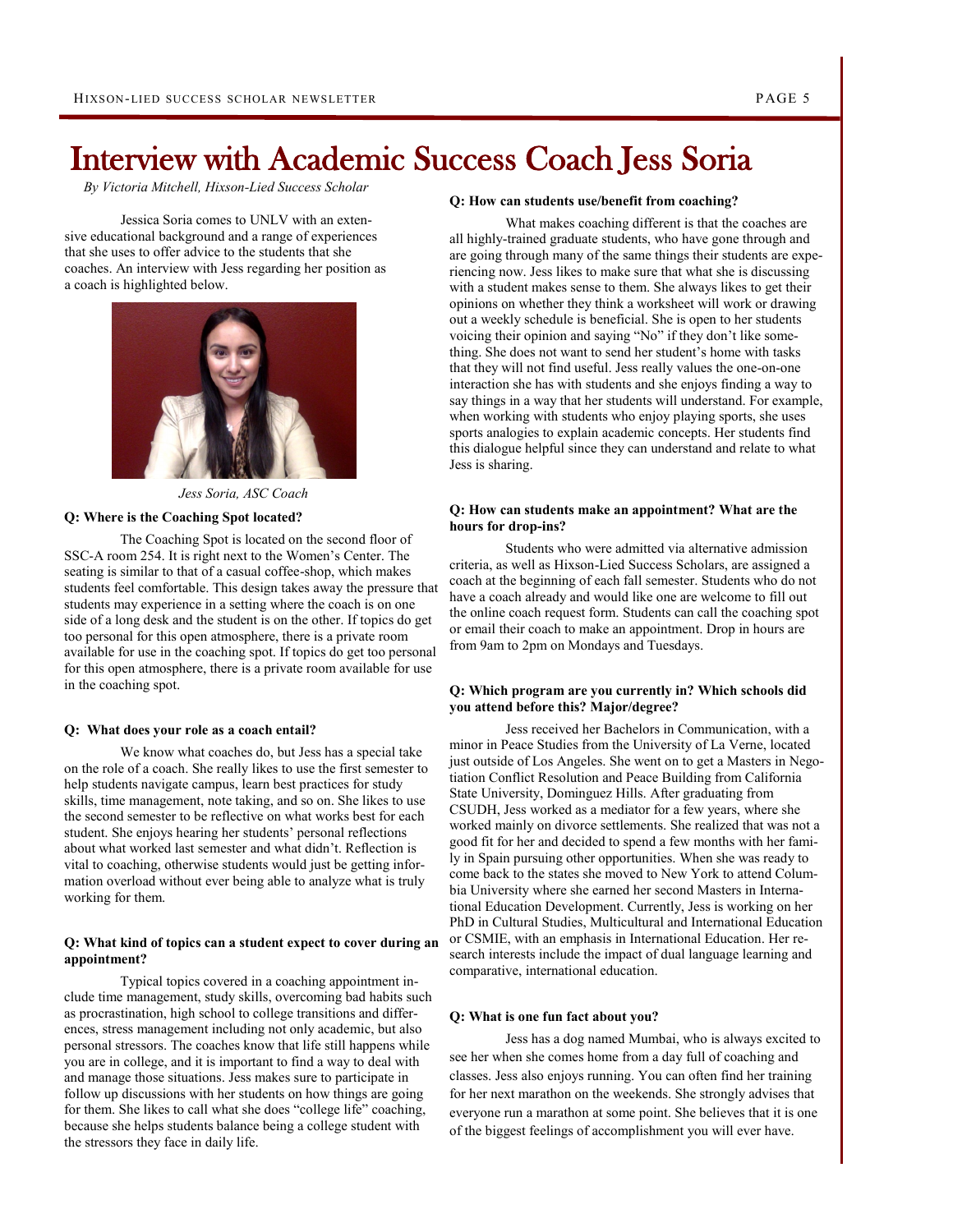# Interview with Academic Success Coach Jess Soria

*By Victoria Mitchell, Hixson-Lied Success Scholar*

Jessica Soria comes to UNLV with an extensive educational background and a range of experiences that she uses to offer advice to the students that she coaches. An interview with Jess regarding her position as a coach is highlighted below.

*Jess Soria, ASC Coach*

**Q: Where is the Coaching Spot located?**

The Coaching Spot is located on the second floor of SSC-A room 254. It is right next to the Women's Center. The seating is similar to that of a casual coffee-shop, which makes students feel comfortable. This design takes away the pressure that students may experience in a setting where the coach is on one side of a long desk and the student is on the other. If topics do get too personal for this open atmosphere, there is a private room available for use in the coaching spot. If topics do get too personal for this open atmosphere, there is a private room available for use in the coaching spot.

**Q: What does your role as a coach entail?**

We know what coaches do, but Jess has a special take on the role of a coach. She really likes to use the first semester to help students navigate campus, learn best practices for study skills, time management, note taking, and so on. She likes to use the second semester to be reflective on what works best for each student. She enjoys hearing her students' personal reflections about what worked last semester and what didn't. Reflection is vital to coaching, otherwise students would just be getting information overload without ever being able to analyze what is truly working for them.

**Q: What kind of topics can a student expect to cover during an appointment?**

Typical topics covered in a coaching appointment include time management, study skills, overcoming bad habits such as procrastination, high school to college transitions and differences, stress management including not only academic, but also personal stressors. The coaches know that life still happens while you are in college, and it is important to find a way to deal with and manage those situations. Jess makes sure to participate in follow up discussions with her students on how things are going for them. She likes to call what she does "college life" coaching, because she helps students balance being a college student with the stressors they face in daily life.

**Q: How can students use/benefit from coaching?**

What makes coaching different is that the coaches are all highly-trained graduate students, who have gone through and are going through many of the same things their students are experiencing now. Jess likes to make sure that what she is discussing with a student makes sense to them. She always likes to get their opinions on whether they think a worksheet will work or drawing out a weekly schedule is beneficial. She is open to her students voicing their opinion and saying "No" if they don't like something. She does not want to send her student's home with tasks that they will not find useful. Jess really values the one-on-one interaction she has with students and she enjoys finding a way to say things in a way that her students will understand. For example, when working with students who enjoy playing sports, she uses sports analogies to explain academic concepts. Her students find this dialogue helpful since they can understand and relate to what Jess is sharing.

**Q: How can students make an appointment? What are the hours for drop-ins?**

Students who were admitted via alternative admission criteria, as well as Hixson-Lied Success Scholars, are assigned a coach at the beginning of each fall semester. Students who do not have a coach already and would like one are welcome to fill out the online coach request form. Students can call the coaching spot or email their coach to make an appointment. Drop in hours are from 9am to 2pm on Mondays and Tuesdays.

**Q: Which program are you currently in? Which schools did you attend before this? Major/degree?**

Jess received her Bachelors in Communication, with a minor in Peace Studies from the University of La Verne, located just outside of Los Angeles. She went on to get a Masters in Negotiation Conflict Resolution and Peace Building from California State University, Dominguez Hills. After graduating from CSUDH, Jess worked as a mediator for a few years, where she worked mainly on divorce settlements. She realized that was not a good fit for her and decided to spend a few months with her family in Spain pursuing other opportunities. When she was ready to come back to the states she moved to New York to attend Columbia University where she earned her second Masters in International Education Development. Currently, Jess is working on her PhD in Cultural Studies, Multicultural and International Education or CSMIE, with an emphasis in International Education. Her research interests include the impact of dual language learning and comparative, international education.

**Q: What is one fun fact about you?**

Jess has a dog named Mumbai, who is always excited to see her when she comes home from a day full of coaching and classes. Jess also enjoys running. You can often find her training for her next marathon on the weekends. She strongly advises that everyone run a marathon at some point. She believes that it is one of the biggest feelings of accomplishment you will ever have.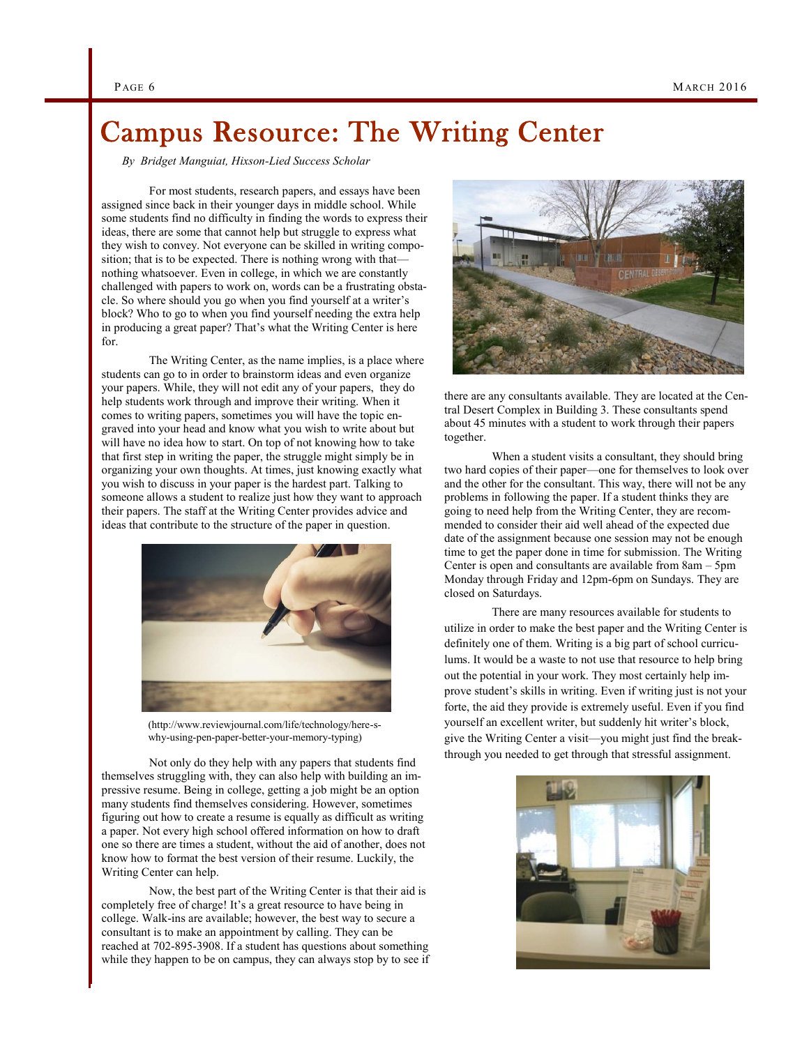# Campus Resource: The Writing Center

*By Bridget Manguiat, Hixson-Lied Success Scholar*

For most students, research papers, and essays have been assigned since back in their younger days in middle school. While some students find no difficulty in finding the words to express their ideas, there are some that cannot help but struggle to express what they wish to convey. Not everyone can be skilled in writing composition; that is to be expected. There is nothing wrong with that—nothing whatsoever. Even in college, in which we are constantly challenged with papers to work on, words can be a frustrating obstacle. So where should you go when you find yourself at a writer's block? Who to go to when you find yourself needing the extra help in producing a great paper? That's what the Writing Center is here for.

The Writing Center, as the name implies, is a place where students can go to in order to brainstorm ideas and even organize your papers. While, they will not edit any of your papers, they do help students work through and improve their writing. When it comes to writing papers, sometimes you will have the topic engraved into your head and know what you wish to write about but will have no idea how to start. On top of not knowing how to take that first step in writing the paper, the struggle might simply be in organizing your own thoughts. At times, just knowing exactly what you wish to discuss in your paper is the hardest part. Talking to someone allows a student to realize just how they want to approach their papers. The staff at the Writing Center provides advice and ideas that contribute to the structure of the paper in question.

(http://www.reviewjournal.com/life/technology/here-s-why-using-pen-paper-better-your-memory-typing)

Not only do they help with any papers that students find themselves struggling with, they can also help with building an impressive resume. Being in college, getting a job might be an option many students find themselves considering. However, sometimes figuring out how to create a resume is equally as difficult as writing a paper. Not every high school offered information on how to draft one so there are times a student, without the aid of another, does not know how to format the best version of their resume. Luckily, the Writing Center can help.

Now, the best part of the Writing Center is that their aid is completely free of charge! It's a great resource to have being in college. Walk-ins are available; however, the best way to secure a consultant is to make an appointment by calling. They can be reached at 702-895-3908. If a student has questions about something while they happen to be on campus, they can always stop by to see if there are any consultants available. They are located at the Central Desert Complex in Building 3. These consultants spend about 45 minutes with a student to work through their papers together.

When a student visits a consultant, they should bring two hard copies of their paper—one for themselves to look over and the other for the consultant. This way, there will not be any problems in following the paper. If a student thinks they are going to need help from the Writing Center, they are recommended to consider their aid well ahead of the expected due date of the assignment because one session may not be enough time to get the paper done in time for submission. The Writing Center is open and consultants are available from 8am – 5pm Monday through Friday and 12pm-6pm on Sundays. They are closed on Saturdays.

There are many resources available for students to utilize in order to make the best paper and the Writing Center is definitely one of them. Writing is a big part of school curriculums. It would be a waste to not use that resource to help bring out the potential in your work. They most certainly help improve student's skills in writing. Even if writing just is not your forte, the aid they provide is extremely useful. Even if you find yourself an excellent writer, but suddenly hit writer's block, give the Writing Center a visit—you might just find the breakthrough you needed to get through that stressful assignment.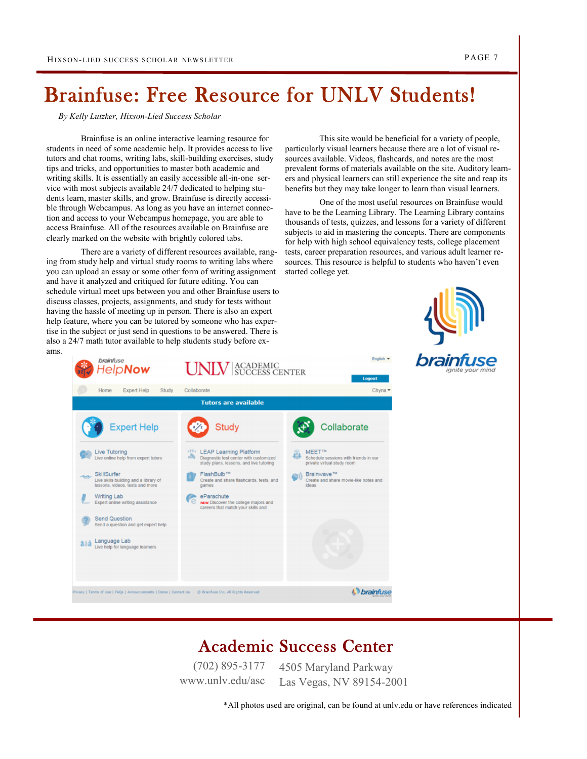# Brainfuse: Free Resource for UNLV Students!

*By Kelly Lutzker, Hixson-Lied Success Scholar*

Brainfuse is an online interactive learning resource for students in need of some academic help. It provides access to live tutors and chat rooms, writing labs, skill-building exercises, study tips and tricks, and opportunities to master both academic and writing skills. It is essentially an easily accessible all-in-one service with most subjects available 24/7 dedicated to helping students learn, master skills, and grow. Brainfuse is directly accessible through Webcampus. As long as you have an internet connection and access to your Webcampus homepage, you are able to access Brainfuse. All of the resources available on Brainfuse are clearly marked on the website with brightly colored tabs.

There are a variety of different resources available, ranging from study help and virtual study rooms to writing labs where you can upload an essay or some other form of writing assignment and have it analyzed and critiqued for future editing. You can schedule virtual meet ups between you and other Brainfuse users to discuss classes, projects, assignments, and study for tests without having the hassle of meeting up in person. There is also an expert help feature, where you can be tutored by someone who has expertise in the subject or just send in questions to be answered. There is also a 24/7 math tutor available to help students study before exams.

This site would be beneficial for a variety of people, particularly visual learners because there are a lot of visual resources available. Videos, flashcards, and notes are the most prevalent forms of materials available on the site. Auditory learners and physical learners can still experience the site and reap its benefits but they may take longer to learn than visual learners.

One of the most useful resources on Brainfuse would have to be the Learning Library. The Learning Library contains thousands of tests, quizzes, and lessons for a variety of different subjects to aid in mastering the concepts. There are components for help with high school equivalency tests, college placement tests, career preparation resources, and various adult learner resources. This resource is helpful to students who haven't even started college yet.

## Academic Success Center

(702) 895-3177
www.unlv.edu/asc

4505 Maryland Parkway
Las Vegas, NV 89154-2001

*All photos used are original, can be found at unlv.edu or have references indicated